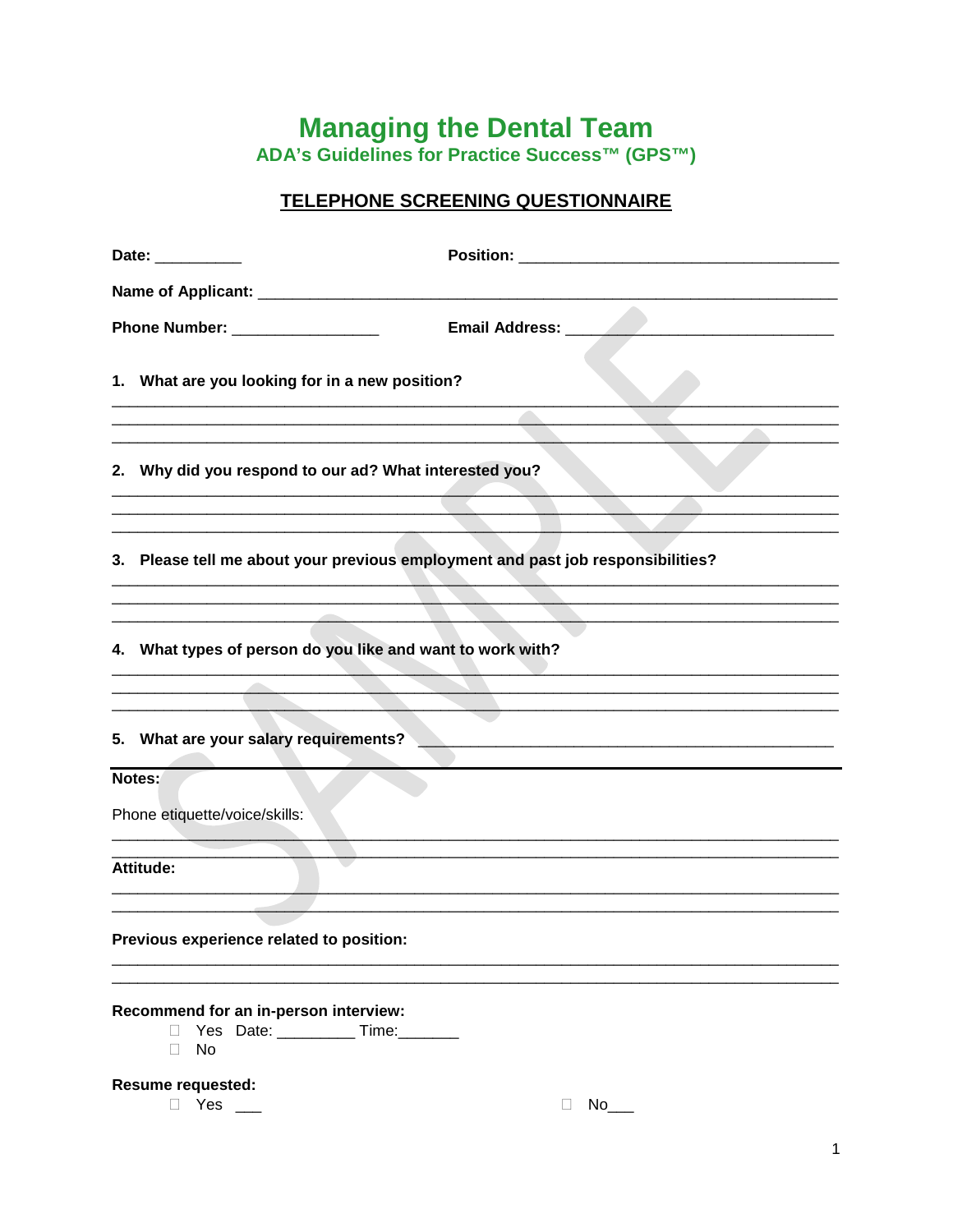# Managing the Dental Team

## ADA's Guidelines for Practice Success™ (GPS™)

### TELEPHONE SCREENING QUESTIONNAIRE

**Date:** __________ **Position:** ___________________________________

**Name of Applicant:** _________________________________________________________________

**Phone Number:** _________________ **Email Address:** _______________________________

1. **What are you looking for in a new position?**

______________________________________________________________________________
______________________________________________________________________________
______________________________________________________________________________

2. **Why did you respond to our ad? What interested you?**

______________________________________________________________________________
______________________________________________________________________________
______________________________________________________________________________

3. **Please tell me about your previous employment and past job responsibilities?**

______________________________________________________________________________
______________________________________________________________________________
______________________________________________________________________________

4. **What types of person do you like and want to work with?**

______________________________________________________________________________
______________________________________________________________________________
______________________________________________________________________________

5. **What are your salary requirements?** _______________________________________________

---

**Notes:**

Phone etiquette/voice/skills:

______________________________________________________________________________
______________________________________________________________________________

**Attitude:**

______________________________________________________________________________
______________________________________________________________________________

**Previous experience related to position:**

______________________________________________________________________________
______________________________________________________________________________

**Recommend for an in-person interview:**

- ☐ Yes Date: _________ Time:_______
- ☐ No

**Resume requested:**

☐ Yes ___ ☐ No___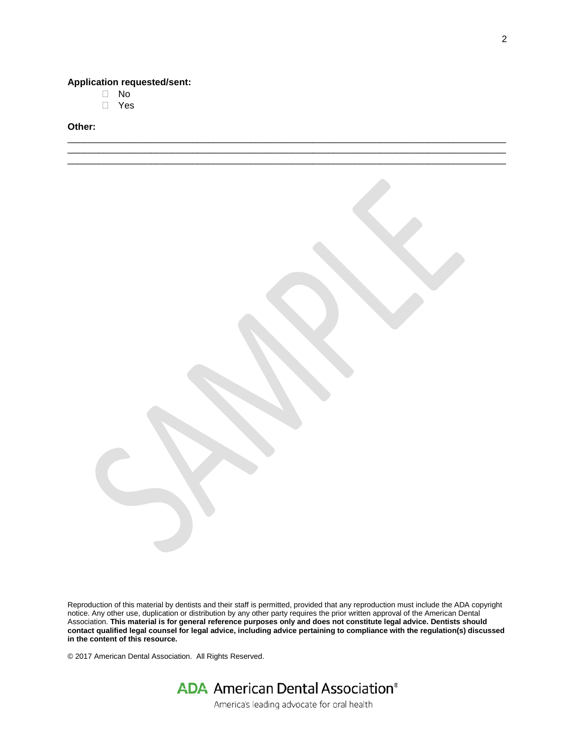**Application requested/sent:**

- ☐ No
- ☐ Yes

**Other:**

______________________________________________________________________________
______________________________________________________________________________
______________________________________________________________________________

SAMPLE

Reproduction of this material by dentists and their staff is permitted, provided that any reproduction must include the ADA copyright notice. Any other use, duplication or distribution by any other party requires the prior written approval of the American Dental Association. **This material is for general reference purposes only and does not constitute legal advice. Dentists should contact qualified legal counsel for legal advice, including advice pertaining to compliance with the regulation(s) discussed in the content of this resource.**

© 2017 American Dental Association. All Rights Reserved.

**ADA** American Dental Association®

America's leading advocate for oral health